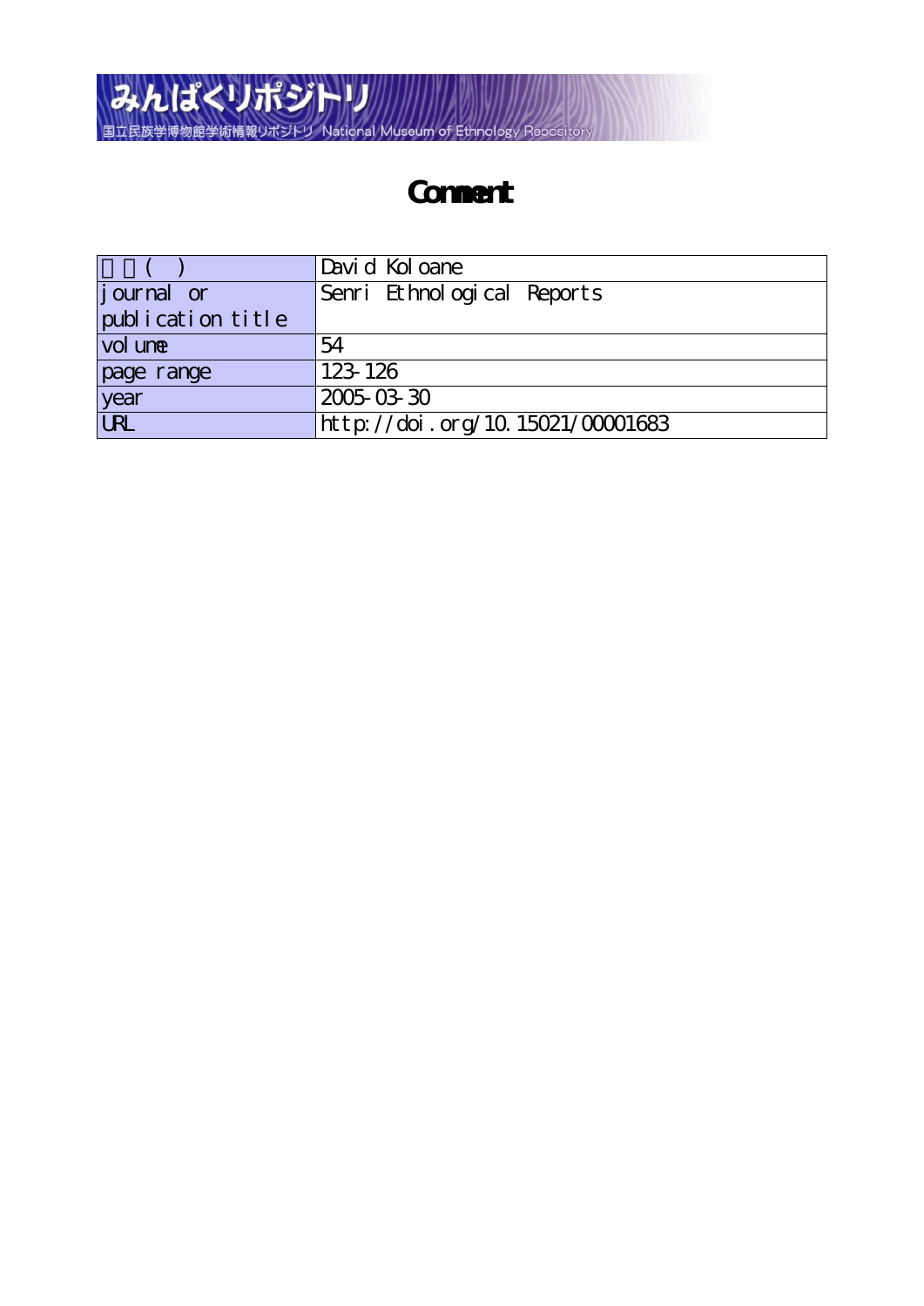みんぱくリポジトリ

国立民族学博物館学術情報リポジトリ National Museum of Ethnology Repository

# Comment

| 著者(英) | David Koloane |
|---|---|
| journal or publication title | Senri Ethnological Reports |
| volume | 54 |
| page range | 123-126 |
| year | 2005-03-30 |
| URL | http://doi.org/10.15021/00001683 |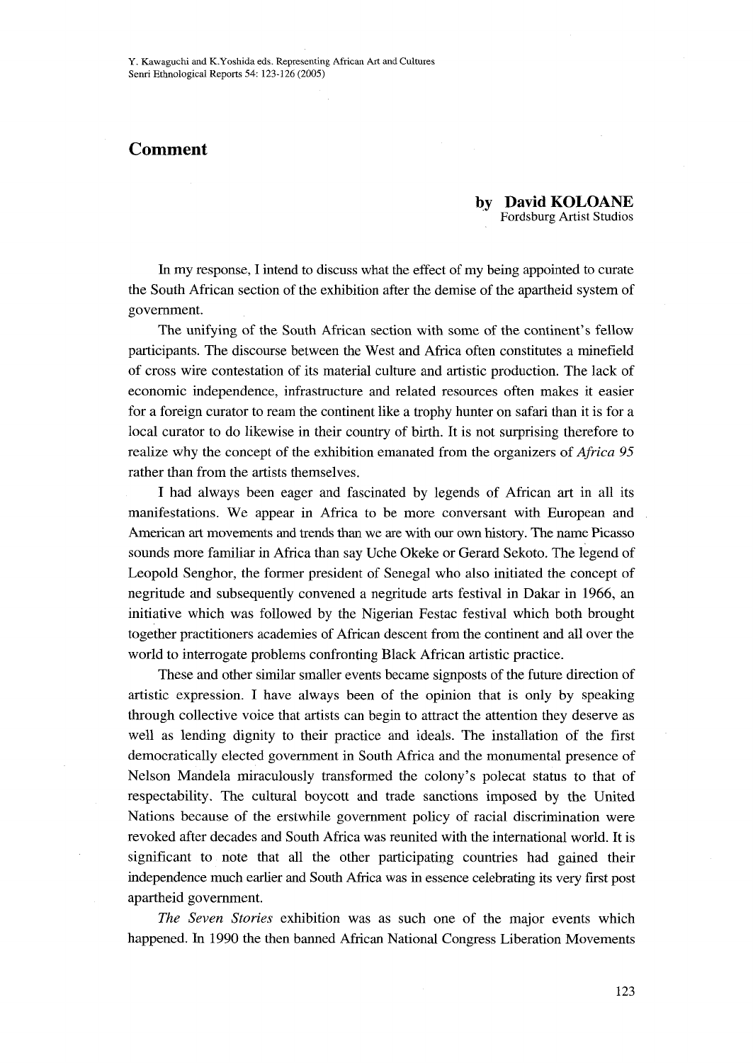# Comment

**by David KOLOANE**
Fordsburg Artist Studios

In my response, I intend to discuss what the effect of my being appointed to curate the South African section of the exhibition after the demise of the apartheid system of government.

The unifying of the South African section with some of the continent's fellow participants. The discourse between the West and Africa often constitutes a minefield of cross wire contestation of its material culture and artistic production. The lack of economic independence, infrastructure and related resources often makes it easier for a foreign curator to ream the continent like a trophy hunter on safari than it is for a local curator to do likewise in their country of birth. It is not surprising therefore to realize why the concept of the exhibition emanated from the organizers of *Africa 95* rather than from the artists themselves.

I had always been eager and fascinated by legends of African art in all its manifestations. We appear in Africa to be more conversant with European and American art movements and trends than we are with our own history. The name Picasso sounds more familiar in Africa than say Uche Okeke or Gerard Sekoto. The legend of Leopold Senghor, the former president of Senegal who also initiated the concept of negritude and subsequently convened a negritude arts festival in Dakar in 1966, an initiative which was followed by the Nigerian Festac festival which both brought together practitioners academies of African descent from the continent and all over the world to interrogate problems confronting Black African artistic practice.

These and other similar smaller events became signposts of the future direction of artistic expression. I have always been of the opinion that is only by speaking through collective voice that artists can begin to attract the attention they deserve as well as lending dignity to their practice and ideals. The installation of the first democratically elected government in South Africa and the monumental presence of Nelson Mandela miraculously transformed the colony's polecat status to that of respectability. The cultural boycott and trade sanctions imposed by the United Nations because of the erstwhile government policy of racial discrimination were revoked after decades and South Africa was reunited with the international world. It is significant to note that all the other participating countries had gained their independence much earlier and South Africa was in essence celebrating its very first post apartheid government.

*The Seven Stories* exhibition was as such one of the major events which happened. In 1990 the then banned African National Congress Liberation Movements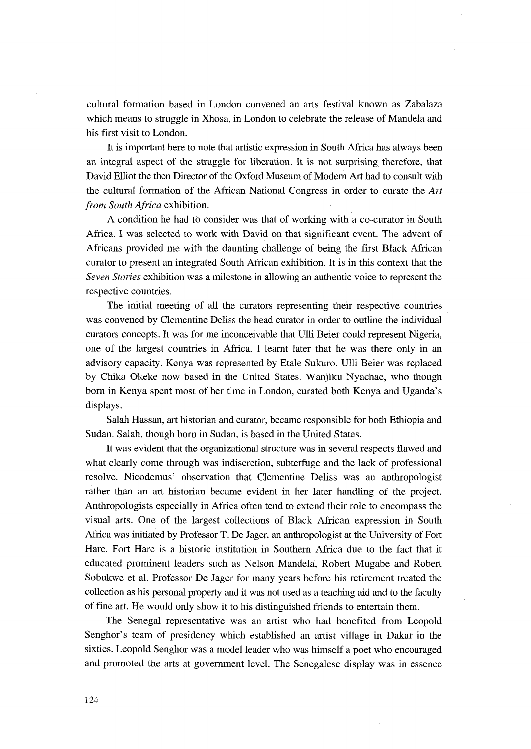cultural formation based in London convened an arts festival known as Zabalaza which means to struggle in Xhosa, in London to celebrate the release of Mandela and his first visit to London.

It is important here to note that artistic expression in South Africa has always been an integral aspect of the struggle for liberation. It is not surprising therefore, that David Elliot the then Director of the Oxford Museum of Modern Art had to consult with the cultural formation of the African National Congress in order to curate the *Art from South Africa* exhibition.

A condition he had to consider was that of working with a co-curator in South Africa. I was selected to work with David on that significant event. The advent of Africans provided me with the daunting challenge of being the first Black African curator to present an integrated South African exhibition. It is in this context that the *Seven Stories* exhibition was a milestone in allowing an authentic voice to represent the respective countries.

The initial meeting of all the curators representing their respective countries was convened by Clementine Deliss the head curator in order to outline the individual curators concepts. It was for me inconceivable that Ulli Beier could represent Nigeria, one of the largest countries in Africa. I learnt later that he was there only in an advisory capacity. Kenya was represented by Etale Sukuro. Ulli Beier was replaced by Chika Okeke now based in the United States. Wanjiku Nyachae, who though born in Kenya spent most of her time in London, curated both Kenya and Uganda's displays.

Salah Hassan, art historian and curator, became responsible for both Ethiopia and Sudan. Salah, though born in Sudan, is based in the United States.

It was evident that the organizational structure was in several respects flawed and what clearly come through was indiscretion, subterfuge and the lack of professional resolve. Nicodemus' observation that Clementine Deliss was an anthropologist rather than an art historian became evident in her later handling of the project. Anthropologists especially in Africa often tend to extend their role to encompass the visual arts. One of the largest collections of Black African expression in South Africa was initiated by Professor T. De Jager, an anthropologist at the University of Fort Hare. Fort Hare is a historic institution in Southern Africa due to the fact that it educated prominent leaders such as Nelson Mandela, Robert Mugabe and Robert Sobukwe et al. Professor De Jager for many years before his retirement treated the collection as his personal property and it was not used as a teaching aid and to the faculty of fine art. He would only show it to his distinguished friends to entertain them.

The Senegal representative was an artist who had benefited from Leopold Senghor's team of presidency which established an artist village in Dakar in the sixties. Leopold Senghor was a model leader who was himself a poet who encouraged and promoted the arts at government level. The Senegalese display was in essence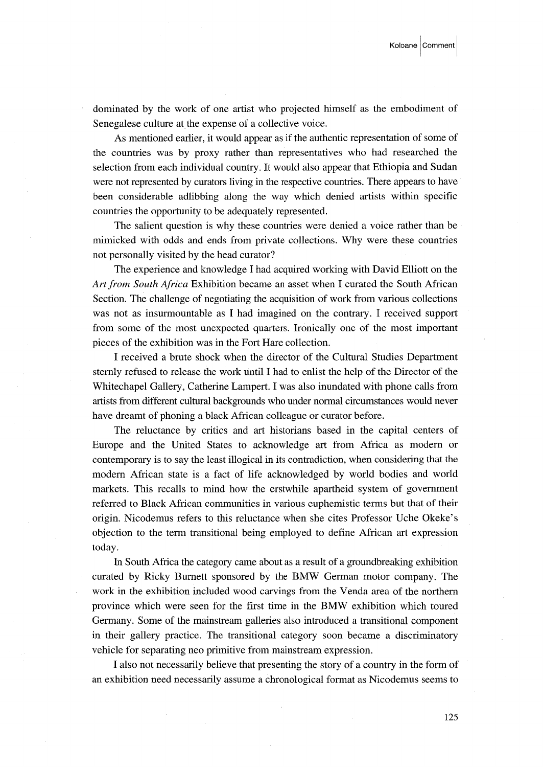dominated by the work of one artist who projected himself as the embodiment of Senegalese culture at the expense of a collective voice.

As mentioned earlier, it would appear as if the authentic representation of some of the countries was by proxy rather than representatives who had researched the selection from each individual country. It would also appear that Ethiopia and Sudan were not represented by curators living in the respective countries. There appears to have been considerable adlibbing along the way which denied artists within specific countries the opportunity to be adequately represented.

The salient question is why these countries were denied a voice rather than be mimicked with odds and ends from private collections. Why were these countries not personally visited by the head curator?

The experience and knowledge I had acquired working with David Elliott on the *Art from South Africa* Exhibition became an asset when I curated the South African Section. The challenge of negotiating the acquisition of work from various collections was not as insurmountable as I had imagined on the contrary. I received support from some of the most unexpected quarters. Ironically one of the most important pieces of the exhibition was in the Fort Hare collection.

I received a brute shock when the director of the Cultural Studies Department sternly refused to release the work until I had to enlist the help of the Director of the Whitechapel Gallery, Catherine Lampert. I was also inundated with phone calls from artists from different cultural backgrounds who under normal circumstances would never have dreamt of phoning a black African colleague or curator before.

The reluctance by critics and art historians based in the capital centers of Europe and the United States to acknowledge art from Africa as modern or contemporary is to say the least illogical in its contradiction, when considering that the modern African state is a fact of life acknowledged by world bodies and world markets. This recalls to mind how the erstwhile apartheid system of government referred to Black African communities in various euphemistic terms but that of their origin. Nicodemus refers to this reluctance when she cites Professor Uche Okeke's objection to the term transitional being employed to define African art expression today.

In South Africa the category came about as a result of a groundbreaking exhibition curated by Ricky Burnett sponsored by the BMW German motor company. The work in the exhibition included wood carvings from the Venda area of the northern province which were seen for the first time in the BMW exhibition which toured Germany. Some of the mainstream galleries also introduced a transitional component in their gallery practice. The transitional category soon became a discriminatory vehicle for separating neo primitive from mainstream expression.

I also not necessarily believe that presenting the story of a country in the form of an exhibition need necessarily assume a chronological format as Nicodemus seems to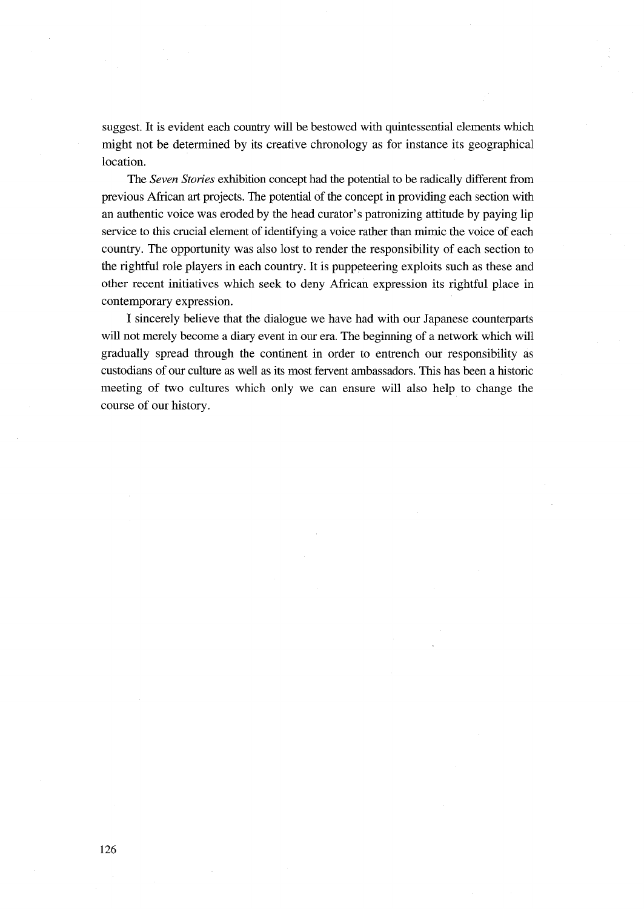suggest. It is evident each country will be bestowed with quintessential elements which might not be determined by its creative chronology as for instance its geographical location.

The *Seven Stories* exhibition concept had the potential to be radically different from previous African art projects. The potential of the concept in providing each section with an authentic voice was eroded by the head curator's patronizing attitude by paying lip service to this crucial element of identifying a voice rather than mimic the voice of each country. The opportunity was also lost to render the responsibility of each section to the rightful role players in each country. It is puppeteering exploits such as these and other recent initiatives which seek to deny African expression its rightful place in contemporary expression.

I sincerely believe that the dialogue we have had with our Japanese counterparts will not merely become a diary event in our era. The beginning of a network which will gradually spread through the continent in order to entrench our responsibility as custodians of our culture as well as its most fervent ambassadors. This has been a historic meeting of two cultures which only we can ensure will also help to change the course of our history.